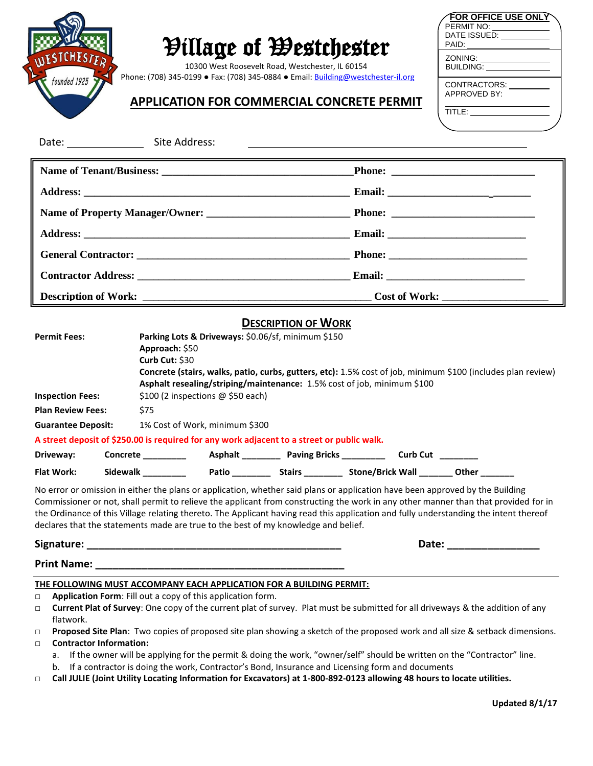# Village of Westchester

10300 West Roosevelt Road, Westchester, IL 60154

Phone: (708) 345-0199 ● Fax: (708) 345-0884 ● Email: Building@westchester-il.org

## APPLICATION FOR COMMERCIAL CONCRETE PERMIT

**FOR OFFICE USE ONLY**

PERMIT NO: ____________

DATE ISSUED: ____________

PAID: ____________

ZONING: ____________

BUILDING: ____________

CONTRACTORS: ____________

APPROVED BY:

____________

TITLE: ____________

Date: ______________ Site Address: ________________________________________________

**Name of Tenant/Business:** ________________________________ **Phone:** ________________________

**Address:** ________________________________________________ **Email:** ________________________

**Name of Property Manager/Owner:** ________________________ **Phone:** ________________________

**Address:** ________________________________________________ **Email:** ________________________

**General Contractor:** ______________________________________ **Phone:** ________________________

**Contractor Address:** ______________________________________ **Email:** ________________________

**Description of Work:** ________________________________________ **Cost of Work:** __________________

### DESCRIPTION OF WORK

**Permit Fees:**
- **Parking Lots & Driveways:** $0.06/sf, minimum $150
- **Approach:** $50
- **Curb Cut:** $30
- **Concrete (stairs, walks, patio, curbs, gutters, etc):** 1.5% cost of job, minimum $100 (includes plan review)
- **Asphalt resealing/striping/maintenance:** 1.5% cost of job, minimum $100

**Inspection Fees:** $100 (2 inspections @ $50 each)

**Plan Review Fees:** $75

**Guarantee Deposit:** 1% Cost of Work, minimum $300

**A street deposit of $250.00 is required for any work adjacent to a street or public walk.**

**Driveway:** **Concrete** ________ **Asphalt** _______ **Paving Bricks** ________ **Curb Cut** ________

**Flat Work:** **Sidewalk** ________ **Patio** _______ **Stairs** _______ **Stone/Brick Wall** ______ **Other** ______

No error or omission in either the plans or application, whether said plans or application have been approved by the Building Commissioner or not, shall permit to relieve the applicant from constructing the work in any other manner than that provided for in the Ordinance of this Village relating thereto. The Applicant having read this application and fully understanding the intent thereof declares that the statements made are true to the best of my knowledge and belief.

**Signature:** ____________________________________________ **Date:** _______________

**Print Name:** ____________________________________________

**THE FOLLOWING MUST ACCOMPANY EACH APPLICATION FOR A BUILDING PERMIT:**

- ☐ **Application Form**: Fill out a copy of this application form.
- ☐ **Current Plat of Survey**: One copy of the current plat of survey. Plat must be submitted for all driveways & the addition of any flatwork.
- ☐ **Proposed Site Plan**: Two copies of proposed site plan showing a sketch of the proposed work and all size & setback dimensions.
- ☐ **Contractor Information:**
  a. If the owner will be applying for the permit & doing the work, "owner/self" should be written on the "Contractor" line.
  b. If a contractor is doing the work, Contractor's Bond, Insurance and Licensing form and documents
- ☐ **Call JULIE (Joint Utility Locating Information for Excavators) at 1-800-892-0123 allowing 48 hours to locate utilities.**

**Updated 8/1/17**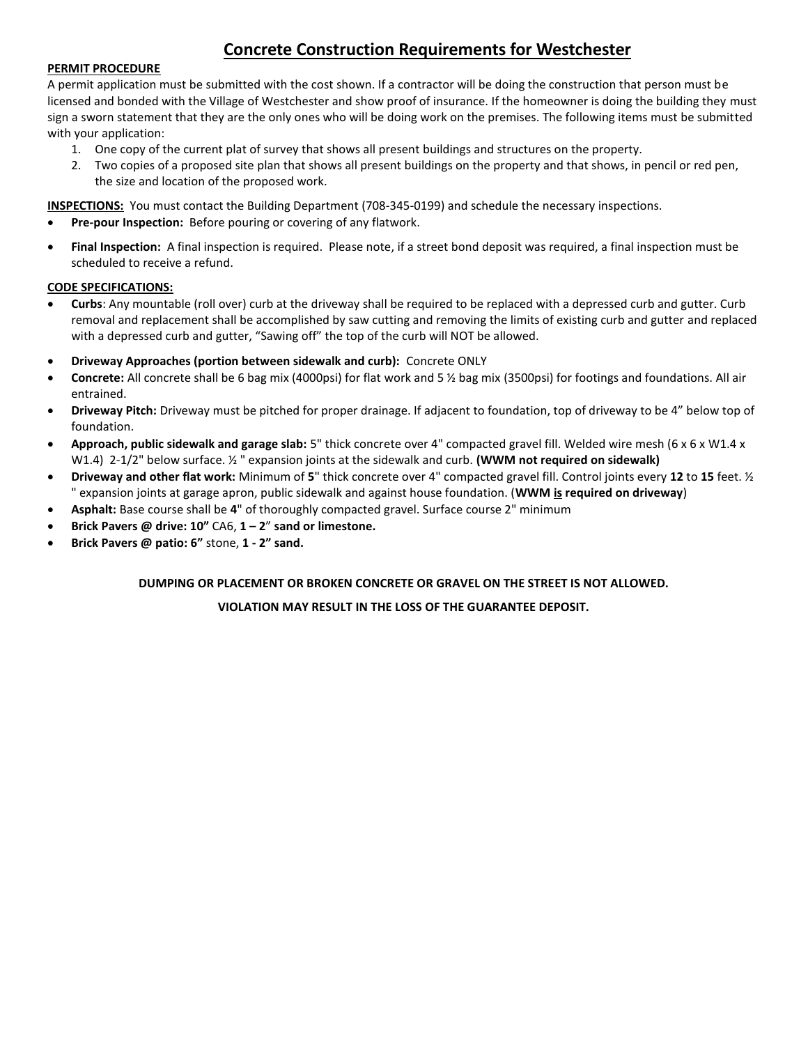# Concrete Construction Requirements for Westchester

**PERMIT PROCEDURE**

A permit application must be submitted with the cost shown. If a contractor will be doing the construction that person must be licensed and bonded with the Village of Westchester and show proof of insurance. If the homeowner is doing the building they must sign a sworn statement that they are the only ones who will be doing work on the premises. The following items must be submitted with your application:

1. One copy of the current plat of survey that shows all present buildings and structures on the property.
2. Two copies of a proposed site plan that shows all present buildings on the property and that shows, in pencil or red pen, the size and location of the proposed work.

**INSPECTIONS:** You must contact the Building Department (708-345-0199) and schedule the necessary inspections.

- **Pre-pour Inspection:** Before pouring or covering of any flatwork.
- **Final Inspection:** A final inspection is required. Please note, if a street bond deposit was required, a final inspection must be scheduled to receive a refund.

**CODE SPECIFICATIONS:**

- **Curbs**: Any mountable (roll over) curb at the driveway shall be required to be replaced with a depressed curb and gutter. Curb removal and replacement shall be accomplished by saw cutting and removing the limits of existing curb and gutter and replaced with a depressed curb and gutter, "Sawing off" the top of the curb will NOT be allowed.
- **Driveway Approaches (portion between sidewalk and curb):** Concrete ONLY
- **Concrete:** All concrete shall be 6 bag mix (4000psi) for flat work and 5 ½ bag mix (3500psi) for footings and foundations. All air entrained.
- **Driveway Pitch:** Driveway must be pitched for proper drainage. If adjacent to foundation, top of driveway to be 4" below top of foundation.
- **Approach, public sidewalk and garage slab:** 5" thick concrete over 4" compacted gravel fill. Welded wire mesh (6 x 6 x W1.4 x W1.4) 2-1/2" below surface. ½ " expansion joints at the sidewalk and curb. **(WWM not required on sidewalk)**
- **Driveway and other flat work:** Minimum of **5**" thick concrete over 4" compacted gravel fill. Control joints every **12** to **15** feet. ½ " expansion joints at garage apron, public sidewalk and against house foundation. (**WWM is required on driveway**)
- **Asphalt:** Base course shall be **4**" of thoroughly compacted gravel. Surface course 2" minimum
- **Brick Pavers @ drive: 10"** CA6, **1 – 2" sand or limestone.**
- **Brick Pavers @ patio: 6"** stone, **1 - 2" sand.**

**DUMPING OR PLACEMENT OR BROKEN CONCRETE OR GRAVEL ON THE STREET IS NOT ALLOWED.**

**VIOLATION MAY RESULT IN THE LOSS OF THE GUARANTEE DEPOSIT.**